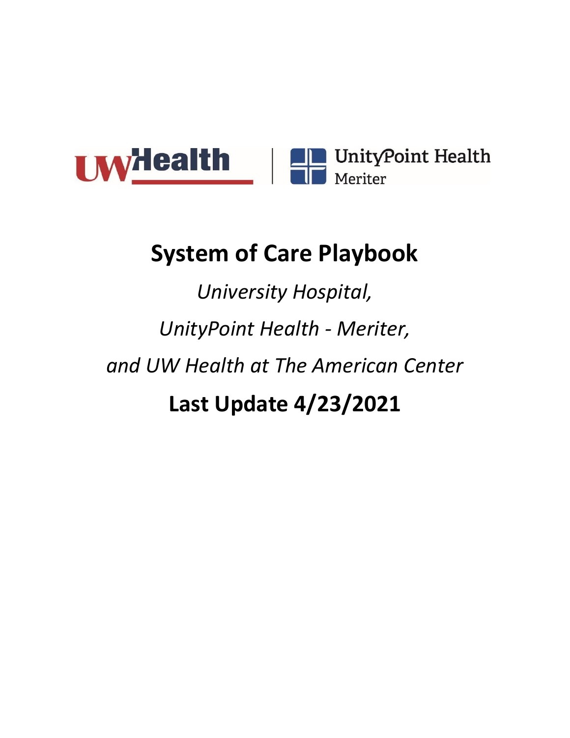# System of Care Playbook

*University Hospital,*

*UnityPoint Health - Meriter,*

*and UW Health at The American Center*

**Last Update 4/23/2021**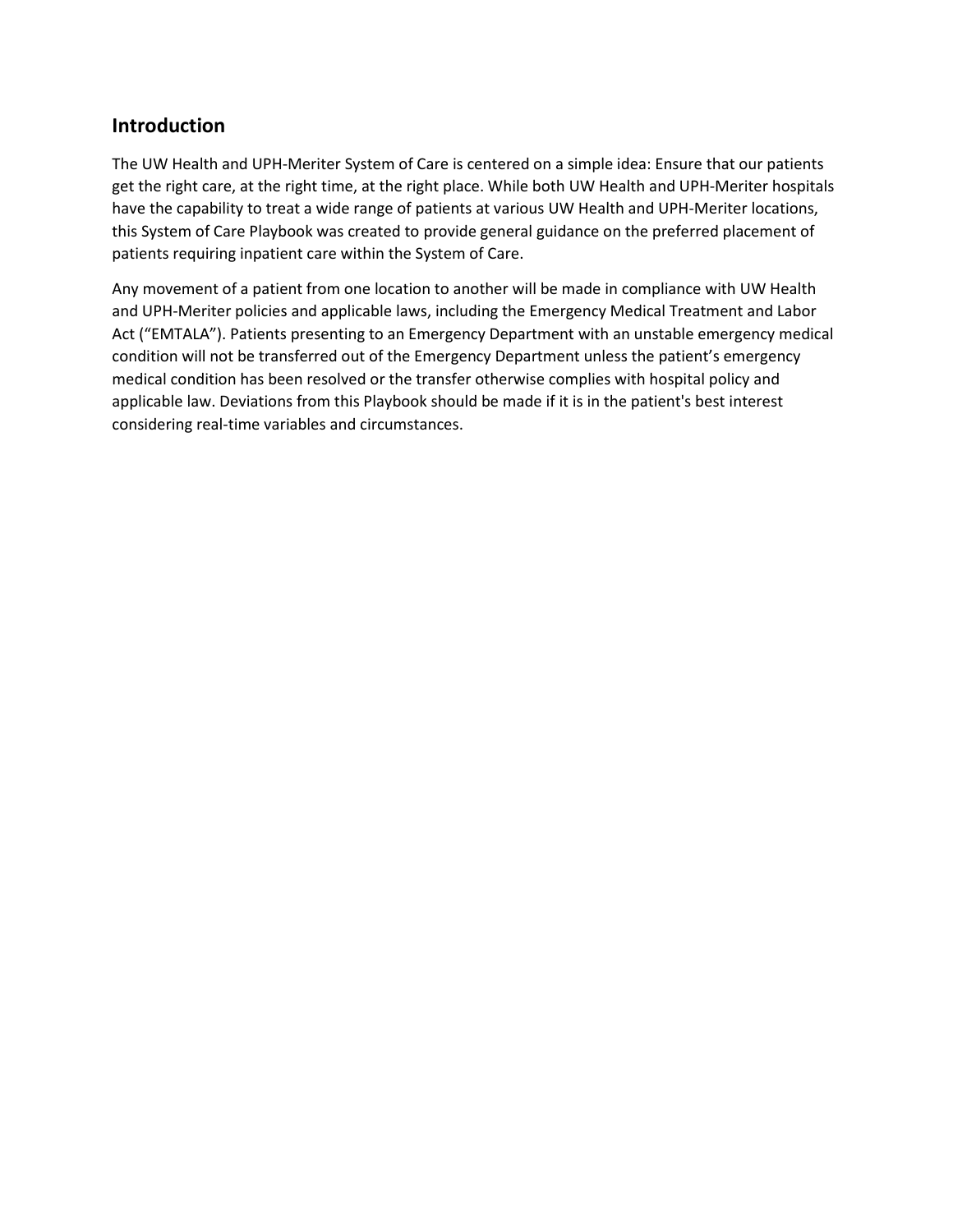## Introduction

The UW Health and UPH-Meriter System of Care is centered on a simple idea: Ensure that our patients get the right care, at the right time, at the right place. While both UW Health and UPH-Meriter hospitals have the capability to treat a wide range of patients at various UW Health and UPH-Meriter locations, this System of Care Playbook was created to provide general guidance on the preferred placement of patients requiring inpatient care within the System of Care.

Any movement of a patient from one location to another will be made in compliance with UW Health and UPH-Meriter policies and applicable laws, including the Emergency Medical Treatment and Labor Act ("EMTALA"). Patients presenting to an Emergency Department with an unstable emergency medical condition will not be transferred out of the Emergency Department unless the patient's emergency medical condition has been resolved or the transfer otherwise complies with hospital policy and applicable law. Deviations from this Playbook should be made if it is in the patient's best interest considering real-time variables and circumstances.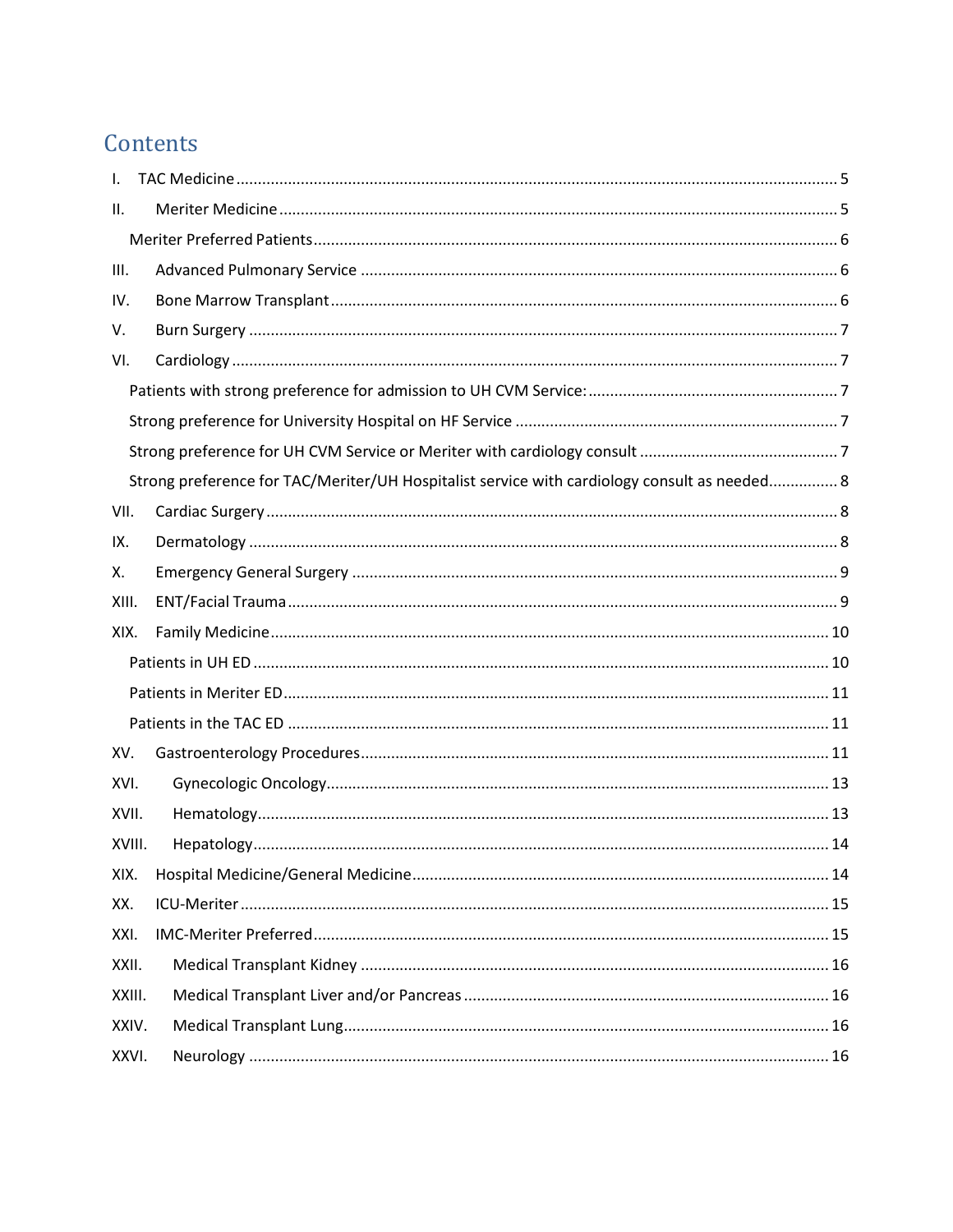# Contents

- I. TAC Medicine ........ 5
- II. Meriter Medicine ........ 5
  - Meriter Preferred Patients ........ 6
- III. Advanced Pulmonary Service ........ 6
- IV. Bone Marrow Transplant ........ 6
- V. Burn Surgery ........ 7
- VI. Cardiology ........ 7
  - Patients with strong preference for admission to UH CVM Service: ........ 7
  - Strong preference for University Hospital on HF Service ........ 7
  - Strong preference for UH CVM Service or Meriter with cardiology consult ........ 7
  - Strong preference for TAC/Meriter/UH Hospitalist service with cardiology consult as needed ........ 8
- VII. Cardiac Surgery ........ 8
- IX. Dermatology ........ 8
- X. Emergency General Surgery ........ 9
- XIII. ENT/Facial Trauma ........ 9
- XIX. Family Medicine ........ 10
  - Patients in UH ED ........ 10
  - Patients in Meriter ED ........ 11
  - Patients in the TAC ED ........ 11
- XV. Gastroenterology Procedures ........ 11
- XVI. Gynecologic Oncology ........ 13
- XVII. Hematology ........ 13
- XVIII. Hepatology ........ 14
- XIX. Hospital Medicine/General Medicine ........ 14
- XX. ICU-Meriter ........ 15
- XXI. IMC-Meriter Preferred ........ 15
- XXII. Medical Transplant Kidney ........ 16
- XXIII. Medical Transplant Liver and/or Pancreas ........ 16
- XXIV. Medical Transplant Lung ........ 16
- XXVI. Neurology ........ 16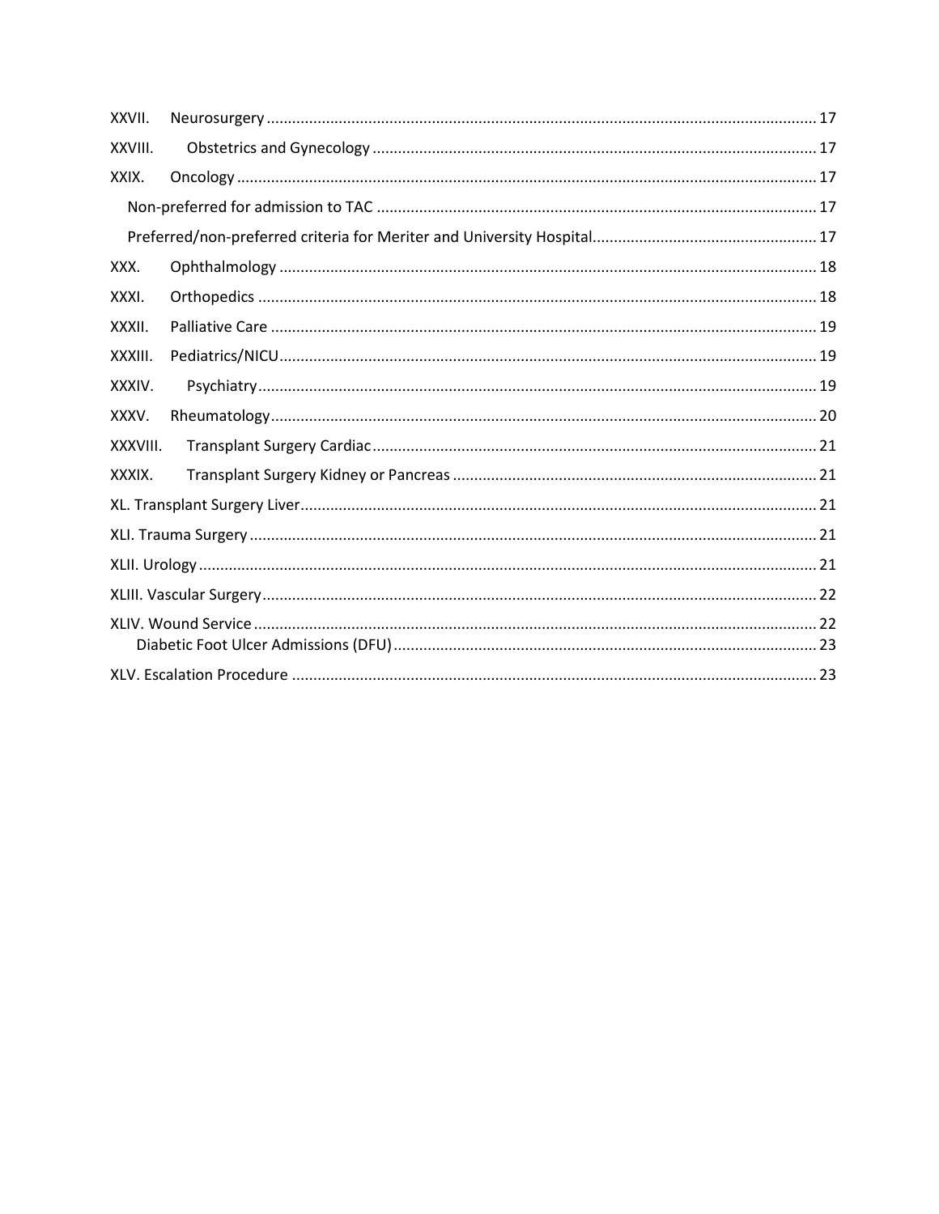XXVII. Neurosurgery ... 17
XXVIII. Obstetrics and Gynecology ... 17
XXIX. Oncology ... 17
  Non-preferred for admission to TAC ... 17
  Preferred/non-preferred criteria for Meriter and University Hospital ... 17
XXX. Ophthalmology ... 18
XXXI. Orthopedics ... 18
XXXII. Palliative Care ... 19
XXXIII. Pediatrics/NICU ... 19
XXXIV. Psychiatry ... 19
XXXV. Rheumatology ... 20
XXXVIII. Transplant Surgery Cardiac ... 21
XXXIX. Transplant Surgery Kidney or Pancreas ... 21
XL. Transplant Surgery Liver ... 21
XLI. Trauma Surgery ... 21
XLII. Urology ... 21
XLIII. Vascular Surgery ... 22
XLIV. Wound Service ... 22
  Diabetic Foot Ulcer Admissions (DFU) ... 23
XLV. Escalation Procedure ... 23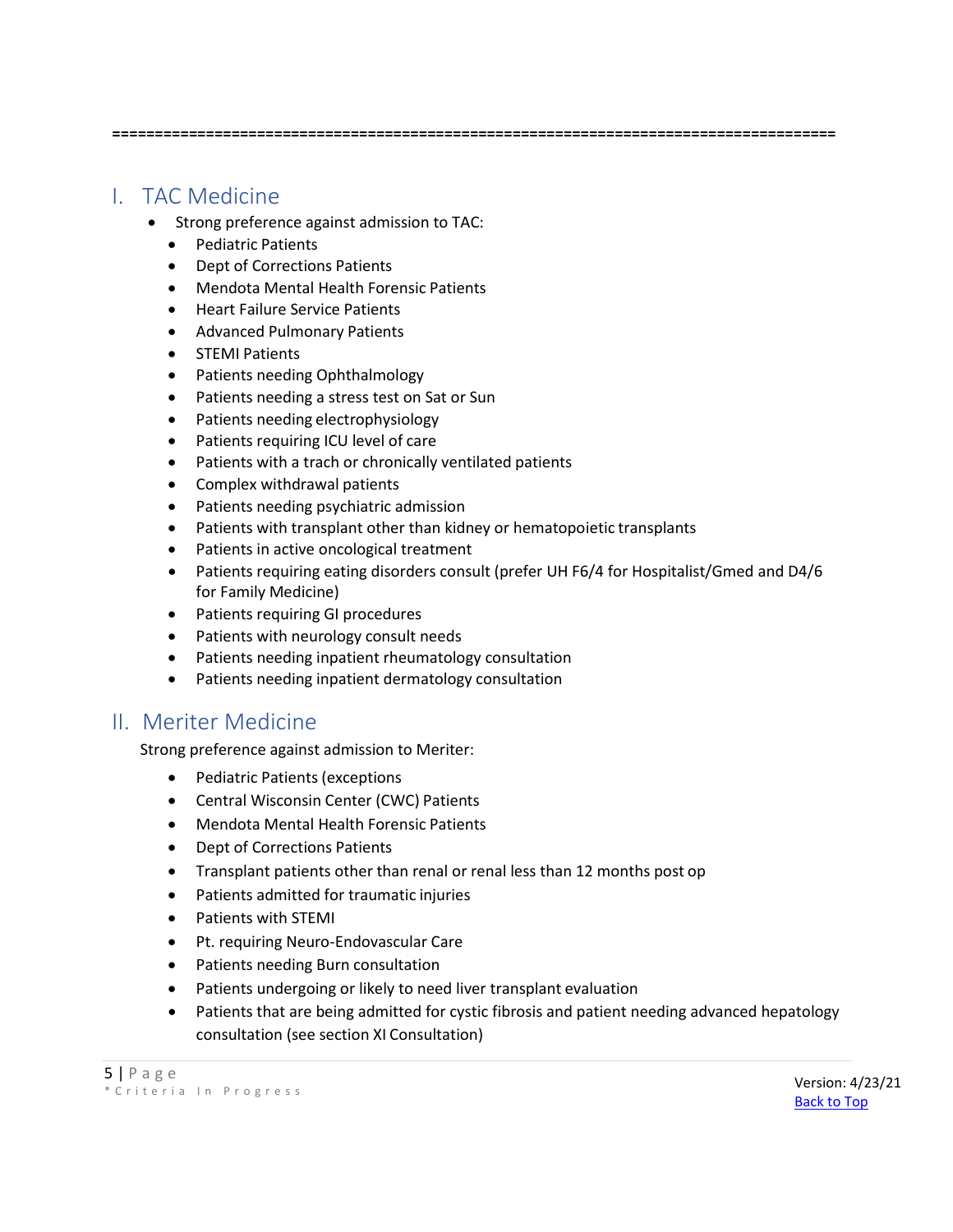====================================================================================

## I. TAC Medicine

- Strong preference against admission to TAC:
  - Pediatric Patients
  - Dept of Corrections Patients
  - Mendota Mental Health Forensic Patients
  - Heart Failure Service Patients
  - Advanced Pulmonary Patients
  - STEMI Patients
  - Patients needing Ophthalmology
  - Patients needing a stress test on Sat or Sun
  - Patients needing electrophysiology
  - Patients requiring ICU level of care
  - Patients with a trach or chronically ventilated patients
  - Complex withdrawal patients
  - Patients needing psychiatric admission
  - Patients with transplant other than kidney or hematopoietic transplants
  - Patients in active oncological treatment
  - Patients requiring eating disorders consult (prefer UH F6/4 for Hospitalist/Gmed and D4/6 for Family Medicine)
  - Patients requiring GI procedures
  - Patients with neurology consult needs
  - Patients needing inpatient rheumatology consultation
  - Patients needing inpatient dermatology consultation

## II. Meriter Medicine

Strong preference against admission to Meriter:

- Pediatric Patients (exceptions
- Central Wisconsin Center (CWC) Patients
- Mendota Mental Health Forensic Patients
- Dept of Corrections Patients
- Transplant patients other than renal or renal less than 12 months post op
- Patients admitted for traumatic injuries
- Patients with STEMI
- Pt. requiring Neuro-Endovascular Care
- Patients needing Burn consultation
- Patients undergoing or likely to need liver transplant evaluation
- Patients that are being admitted for cystic fibrosis and patient needing advanced hepatology consultation (see section XI Consultation)

*Criteria In Progress

Version: 4/23/21

Back to Top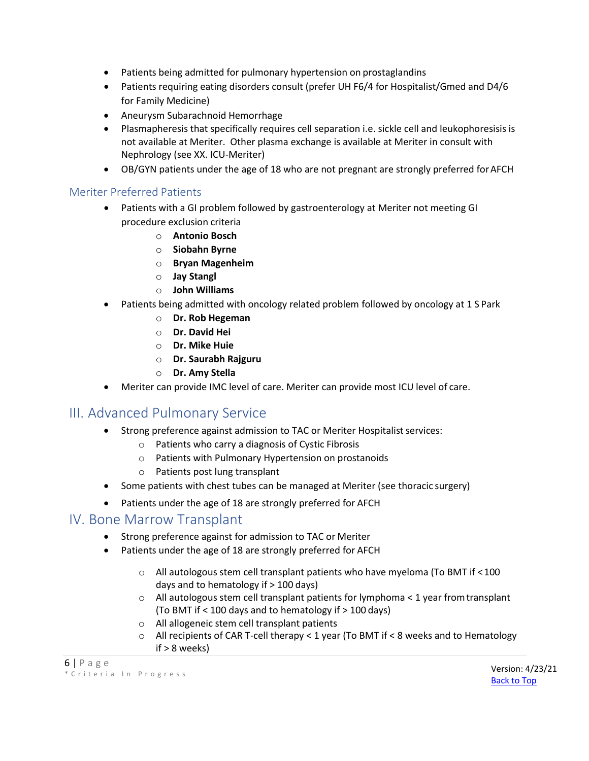- Patients being admitted for pulmonary hypertension on prostaglandins
- Patients requiring eating disorders consult (prefer UH F6/4 for Hospitalist/Gmed and D4/6 for Family Medicine)
- Aneurysm Subarachnoid Hemorrhage
- Plasmapheresis that specifically requires cell separation i.e. sickle cell and leukophoresisis is not available at Meriter. Other plasma exchange is available at Meriter in consult with Nephrology (see XX. ICU-Meriter)
- OB/GYN patients under the age of 18 who are not pregnant are strongly preferred for AFCH

### Meriter Preferred Patients

- Patients with a GI problem followed by gastroenterology at Meriter not meeting GI procedure exclusion criteria
    - **Antonio Bosch**
    - **Siobahn Byrne**
    - **Bryan Magenheim**
    - **Jay Stangl**
    - **John Williams**
- Patients being admitted with oncology related problem followed by oncology at 1 S Park
    - **Dr. Rob Hegeman**
    - **Dr. David Hei**
    - **Dr. Mike Huie**
    - **Dr. Saurabh Rajguru**
    - **Dr. Amy Stella**
- Meriter can provide IMC level of care. Meriter can provide most ICU level of care.

## III. Advanced Pulmonary Service

- Strong preference against admission to TAC or Meriter Hospitalist services:
    - Patients who carry a diagnosis of Cystic Fibrosis
    - Patients with Pulmonary Hypertension on prostanoids
    - Patients post lung transplant
- Some patients with chest tubes can be managed at Meriter (see thoracic surgery)
- Patients under the age of 18 are strongly preferred for AFCH

## IV. Bone Marrow Transplant

- Strong preference against for admission to TAC or Meriter
- Patients under the age of 18 are strongly preferred for AFCH
    - All autologous stem cell transplant patients who have myeloma (To BMT if < 100 days and to hematology if > 100 days)
    - All autologous stem cell transplant patients for lymphoma < 1 year from transplant (To BMT if < 100 days and to hematology if > 100 days)
    - All allogeneic stem cell transplant patients
    - All recipients of CAR T-cell therapy < 1 year (To BMT if < 8 weeks and to Hematology if > 8 weeks)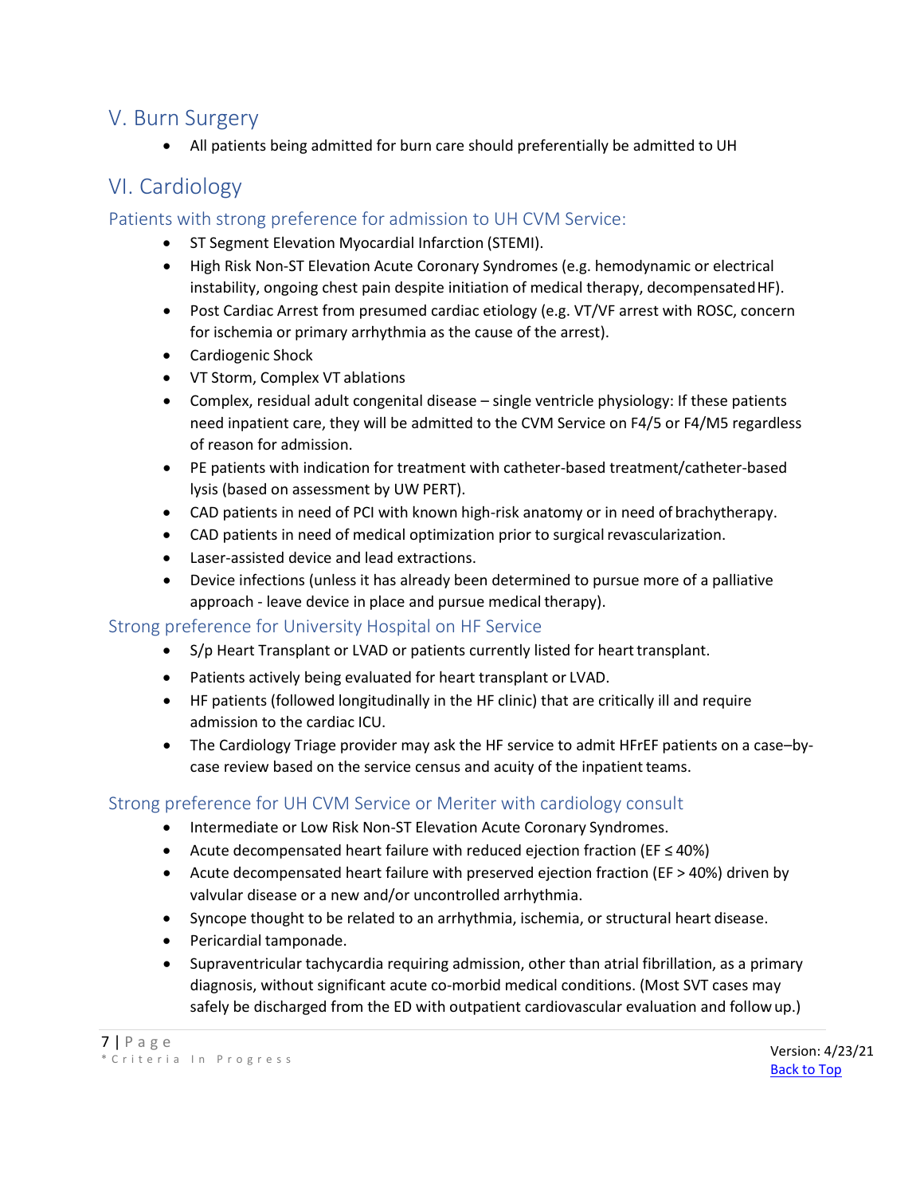## V. Burn Surgery

- All patients being admitted for burn care should preferentially be admitted to UH

## VI. Cardiology

### Patients with strong preference for admission to UH CVM Service:

- ST Segment Elevation Myocardial Infarction (STEMI).
- High Risk Non-ST Elevation Acute Coronary Syndromes (e.g. hemodynamic or electrical instability, ongoing chest pain despite initiation of medical therapy, decompensated HF).
- Post Cardiac Arrest from presumed cardiac etiology (e.g. VT/VF arrest with ROSC, concern for ischemia or primary arrhythmia as the cause of the arrest).
- Cardiogenic Shock
- VT Storm, Complex VT ablations
- Complex, residual adult congenital disease – single ventricle physiology: If these patients need inpatient care, they will be admitted to the CVM Service on F4/5 or F4/M5 regardless of reason for admission.
- PE patients with indication for treatment with catheter-based treatment/catheter-based lysis (based on assessment by UW PERT).
- CAD patients in need of PCI with known high-risk anatomy or in need of brachytherapy.
- CAD patients in need of medical optimization prior to surgical revascularization.
- Laser-assisted device and lead extractions.
- Device infections (unless it has already been determined to pursue more of a palliative approach - leave device in place and pursue medical therapy).

### Strong preference for University Hospital on HF Service

- S/p Heart Transplant or LVAD or patients currently listed for heart transplant.
- Patients actively being evaluated for heart transplant or LVAD.
- HF patients (followed longitudinally in the HF clinic) that are critically ill and require admission to the cardiac ICU.
- The Cardiology Triage provider may ask the HF service to admit HFrEF patients on a case–by-case review based on the service census and acuity of the inpatient teams.

### Strong preference for UH CVM Service or Meriter with cardiology consult

- Intermediate or Low Risk Non-ST Elevation Acute Coronary Syndromes.
- Acute decompensated heart failure with reduced ejection fraction (EF ≤ 40%)
- Acute decompensated heart failure with preserved ejection fraction (EF > 40%) driven by valvular disease or a new and/or uncontrolled arrhythmia.
- Syncope thought to be related to an arrhythmia, ischemia, or structural heart disease.
- Pericardial tamponade.
- Supraventricular tachycardia requiring admission, other than atrial fibrillation, as a primary diagnosis, without significant acute co-morbid medical conditions. (Most SVT cases may safely be discharged from the ED with outpatient cardiovascular evaluation and follow up.)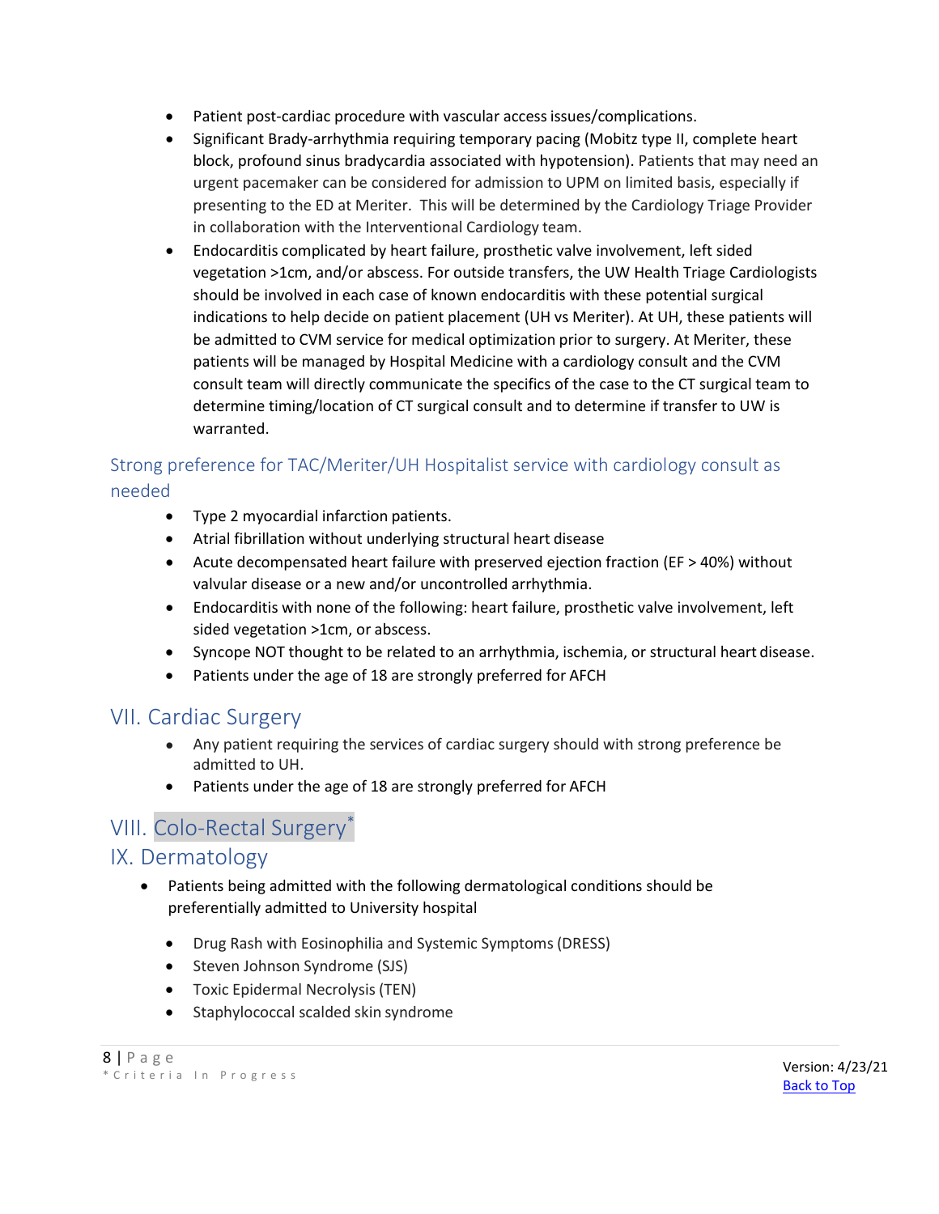- Patient post-cardiac procedure with vascular access issues/complications.
- Significant Brady-arrhythmia requiring temporary pacing (Mobitz type II, complete heart block, profound sinus bradycardia associated with hypotension). Patients that may need an urgent pacemaker can be considered for admission to UPM on limited basis, especially if presenting to the ED at Meriter. This will be determined by the Cardiology Triage Provider in collaboration with the Interventional Cardiology team.
- Endocarditis complicated by heart failure, prosthetic valve involvement, left sided vegetation >1cm, and/or abscess. For outside transfers, the UW Health Triage Cardiologists should be involved in each case of known endocarditis with these potential surgical indications to help decide on patient placement (UH vs Meriter). At UH, these patients will be admitted to CVM service for medical optimization prior to surgery. At Meriter, these patients will be managed by Hospital Medicine with a cardiology consult and the CVM consult team will directly communicate the specifics of the case to the CT surgical team to determine timing/location of CT surgical consult and to determine if transfer to UW is warranted.

### Strong preference for TAC/Meriter/UH Hospitalist service with cardiology consult as needed

- Type 2 myocardial infarction patients.
- Atrial fibrillation without underlying structural heart disease
- Acute decompensated heart failure with preserved ejection fraction (EF > 40%) without valvular disease or a new and/or uncontrolled arrhythmia.
- Endocarditis with none of the following: heart failure, prosthetic valve involvement, left sided vegetation >1cm, or abscess.
- Syncope NOT thought to be related to an arrhythmia, ischemia, or structural heart disease.
- Patients under the age of 18 are strongly preferred for AFCH

## VII. Cardiac Surgery

- Any patient requiring the services of cardiac surgery should with strong preference be admitted to UH.
- Patients under the age of 18 are strongly preferred for AFCH

## VIII. Colo-Rectal Surgery*

## IX. Dermatology

- Patients being admitted with the following dermatological conditions should be preferentially admitted to University hospital
  - Drug Rash with Eosinophilia and Systemic Symptoms (DRESS)
  - Steven Johnson Syndrome (SJS)
  - Toxic Epidermal Necrolysis (TEN)
  - Staphylococcal scalded skin syndrome

* Criteria In Progress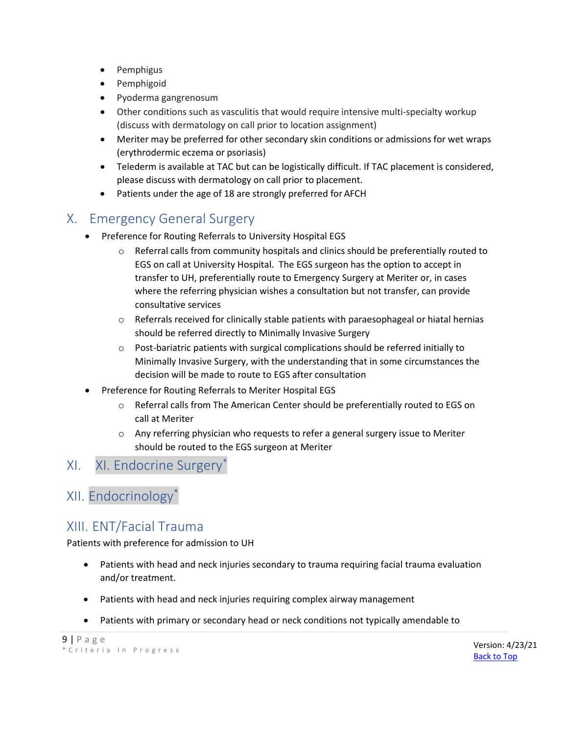- Pemphigus
- Pemphigoid
- Pyoderma gangrenosum
- Other conditions such as vasculitis that would require intensive multi-specialty workup (discuss with dermatology on call prior to location assignment)
- Meriter may be preferred for other secondary skin conditions or admissions for wet wraps (erythrodermic eczema or psoriasis)
- Telederm is available at TAC but can be logistically difficult. If TAC placement is considered, please discuss with dermatology on call prior to placement.
- Patients under the age of 18 are strongly preferred for AFCH

## X. Emergency General Surgery

- Preference for Routing Referrals to University Hospital EGS
  - Referral calls from community hospitals and clinics should be preferentially routed to EGS on call at University Hospital. The EGS surgeon has the option to accept in transfer to UH, preferentially route to Emergency Surgery at Meriter or, in cases where the referring physician wishes a consultation but not transfer, can provide consultative services
  - Referrals received for clinically stable patients with paraesophageal or hiatal hernias should be referred directly to Minimally Invasive Surgery
  - Post-bariatric patients with surgical complications should be referred initially to Minimally Invasive Surgery, with the understanding that in some circumstances the decision will be made to route to EGS after consultation
- Preference for Routing Referrals to Meriter Hospital EGS
  - Referral calls from The American Center should be preferentially routed to EGS on call at Meriter
  - Any referring physician who requests to refer a general surgery issue to Meriter should be routed to the EGS surgeon at Meriter

## XI. XI. Endocrine Surgery*

## XII. Endocrinology*

## XIII. ENT/Facial Trauma

Patients with preference for admission to UH

- Patients with head and neck injuries secondary to trauma requiring facial trauma evaluation and/or treatment.
- Patients with head and neck injuries requiring complex airway management
- Patients with primary or secondary head or neck conditions not typically amendable to

*Criteria In Progress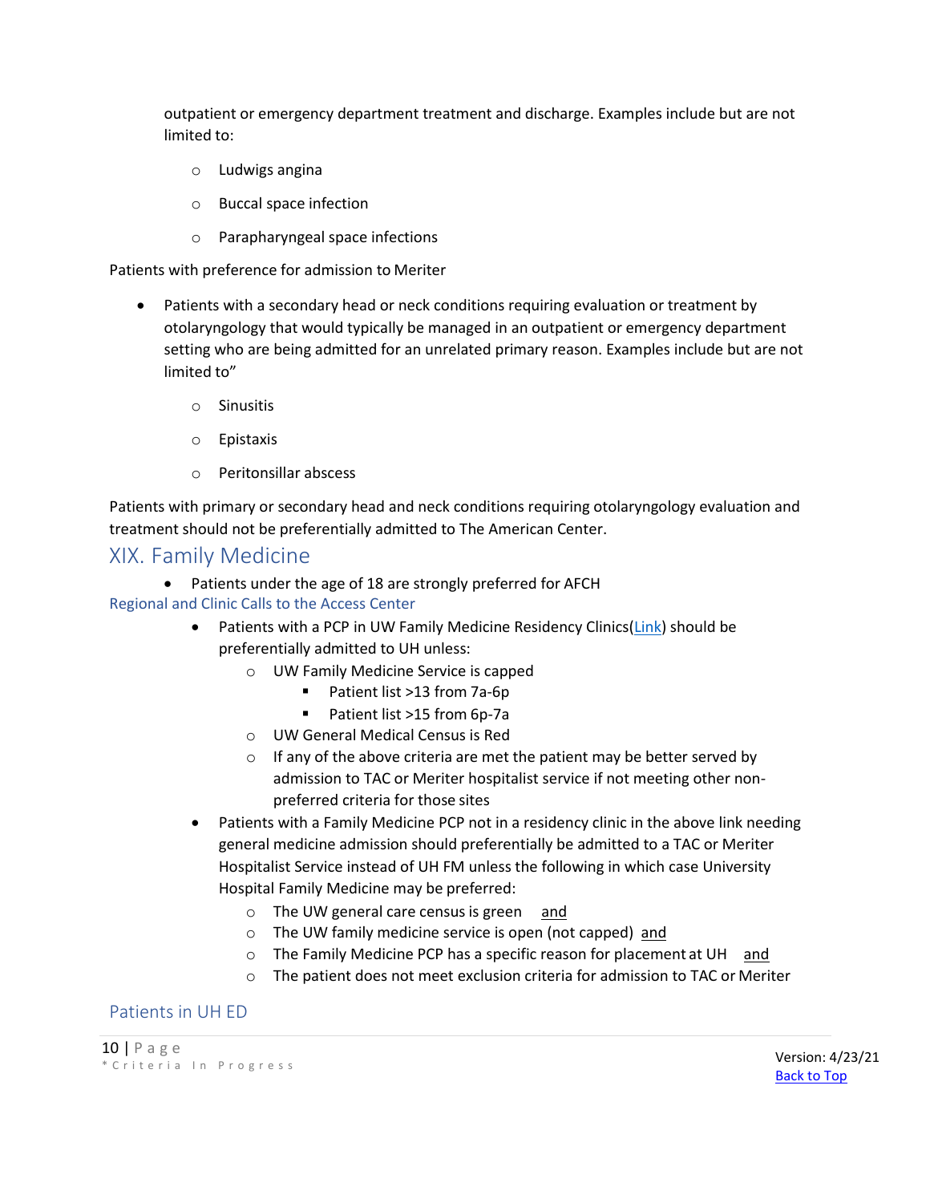outpatient or emergency department treatment and discharge. Examples include but are not limited to:

  - Ludwigs angina
  - Buccal space infection
  - Parapharyngeal space infections

Patients with preference for admission to Meriter

- Patients with a secondary head or neck conditions requiring evaluation or treatment by otolaryngology that would typically be managed in an outpatient or emergency department setting who are being admitted for an unrelated primary reason. Examples include but are not limited to"
  - Sinusitis
  - Epistaxis
  - Peritonsillar abscess

Patients with primary or secondary head and neck conditions requiring otolaryngology evaluation and treatment should not be preferentially admitted to The American Center.

## XIX. Family Medicine

- Patients under the age of 18 are strongly preferred for AFCH

### Regional and Clinic Calls to the Access Center

- Patients with a PCP in UW Family Medicine Residency Clinics(Link) should be preferentially admitted to UH unless:
  - UW Family Medicine Service is capped
    - Patient list >13 from 7a-6p
    - Patient list >15 from 6p-7a
  - UW General Medical Census is Red
  - If any of the above criteria are met the patient may be better served by admission to TAC or Meriter hospitalist service if not meeting other non-preferred criteria for those sites
- Patients with a Family Medicine PCP not in a residency clinic in the above link needing general medicine admission should preferentially be admitted to a TAC or Meriter Hospitalist Service instead of UH FM unless the following in which case University Hospital Family Medicine may be preferred:
  - The UW general care census is green <u>and</u>
  - The UW family medicine service is open (not capped) <u>and</u>
  - The Family Medicine PCP has a specific reason for placement at UH <u>and</u>
  - The patient does not meet exclusion criteria for admission to TAC or Meriter

### Patients in UH ED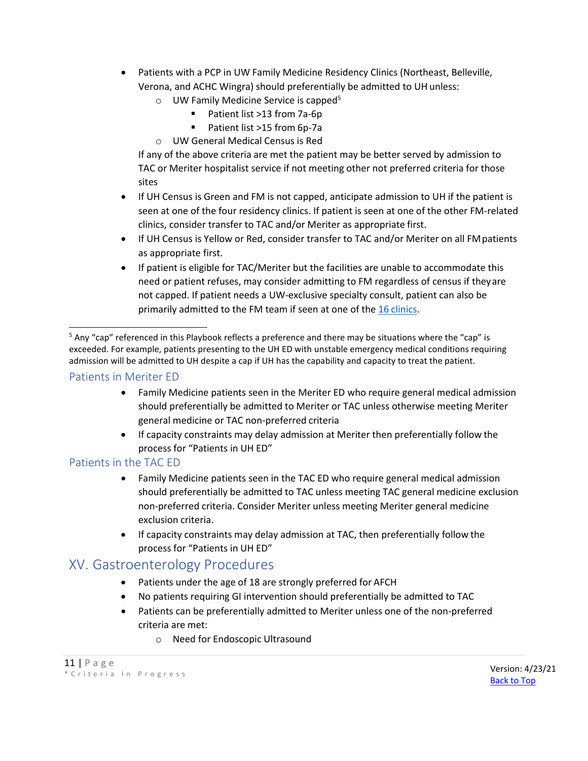- Patients with a PCP in UW Family Medicine Residency Clinics (Northeast, Belleville, Verona, and ACHC Wingra) should preferentially be admitted to UH unless:
  - UW Family Medicine Service is capped[5]
    - Patient list >13 from 7a-6p
    - Patient list >15 from 6p-7a
  - UW General Medical Census is Red

  If any of the above criteria are met the patient may be better served by admission to TAC or Meriter hospitalist service if not meeting other not preferred criteria for those sites
- If UH Census is Green and FM is not capped, anticipate admission to UH if the patient is seen at one of the four residency clinics. If patient is seen at one of the other FM-related clinics, consider transfer to TAC and/or Meriter as appropriate first.
- If UH Census is Yellow or Red, consider transfer to TAC and/or Meriter on all FM patients as appropriate first.
- If patient is eligible for TAC/Meriter but the facilities are unable to accommodate this need or patient refuses, may consider admitting to FM regardless of census if they are not capped. If patient needs a UW-exclusive specialty consult, patient can also be primarily admitted to the FM team if seen at one of the 16 clinics.

[5] Any "cap" referenced in this Playbook reflects a preference and there may be situations where the "cap" is exceeded. For example, patients presenting to the UH ED with unstable emergency medical conditions requiring admission will be admitted to UH despite a cap if UH has the capability and capacity to treat the patient.

### Patients in Meriter ED

- Family Medicine patients seen in the Meriter ED who require general medical admission should preferentially be admitted to Meriter or TAC unless otherwise meeting Meriter general medicine or TAC non-preferred criteria
- If capacity constraints may delay admission at Meriter then preferentially follow the process for "Patients in UH ED"

### Patients in the TAC ED

- Family Medicine patients seen in the TAC ED who require general medical admission should preferentially be admitted to TAC unless meeting TAC general medicine exclusion non-preferred criteria. Consider Meriter unless meeting Meriter general medicine exclusion criteria.
- If capacity constraints may delay admission at TAC, then preferentially follow the process for "Patients in UH ED"

## XV. Gastroenterology Procedures

- Patients under the age of 18 are strongly preferred for AFCH
- No patients requiring GI intervention should preferentially be admitted to TAC
- Patients can be preferentially admitted to Meriter unless one of the non-preferred criteria are met:
  - Need for Endoscopic Ultrasound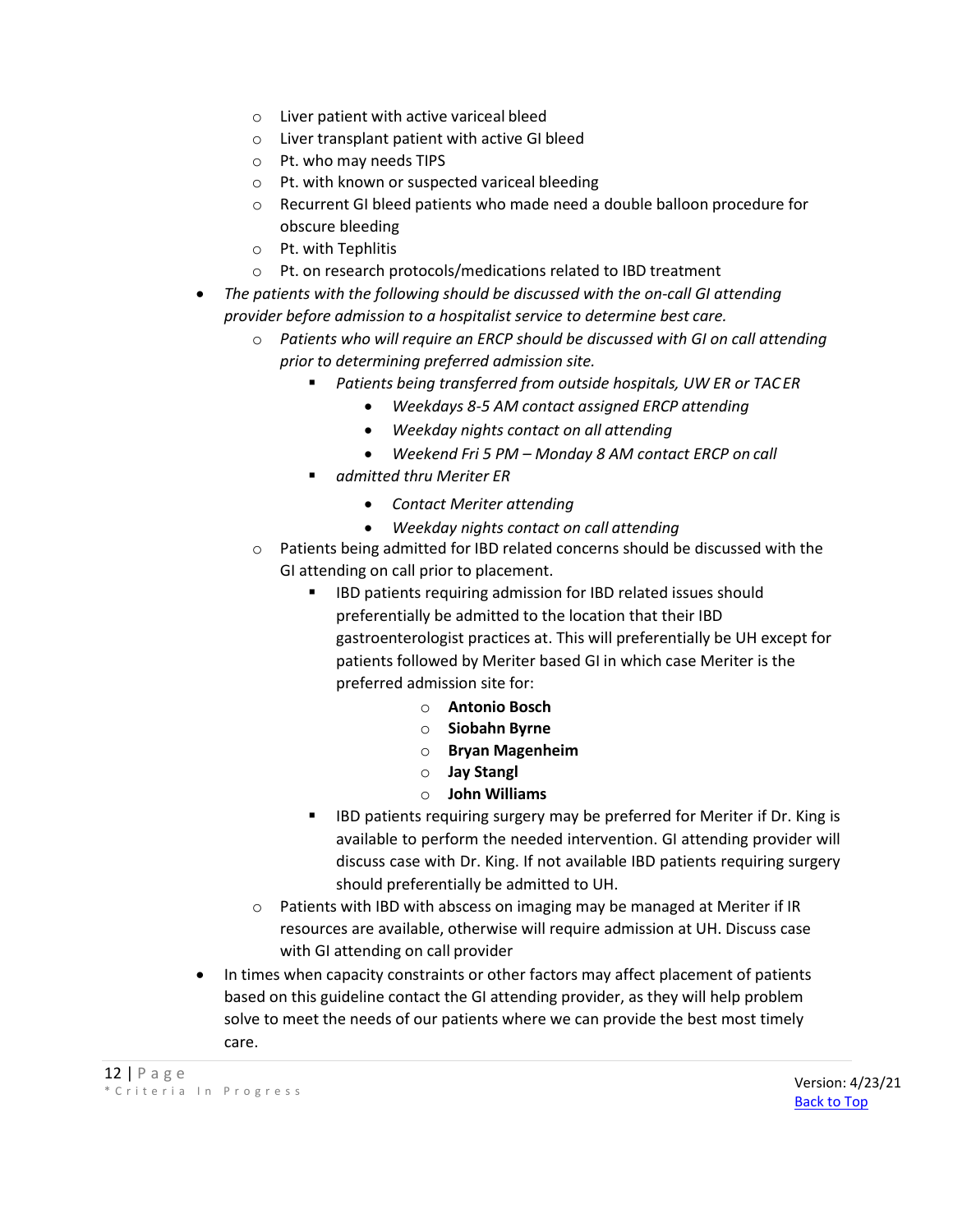- Liver patient with active variceal bleed
  - Liver transplant patient with active GI bleed
  - Pt. who may needs TIPS
  - Pt. with known or suspected variceal bleeding
  - Recurrent GI bleed patients who made need a double balloon procedure for obscure bleeding
  - Pt. with Tephlitis
  - Pt. on research protocols/medications related to IBD treatment
- *The patients with the following should be discussed with the on-call GI attending provider before admission to a hospitalist service to determine best care.*
  - *Patients who will require an ERCP should be discussed with GI on call attending prior to determining preferred admission site.*
    - *Patients being transferred from outside hospitals, UW ER or TAC ER*
      - *Weekdays 8-5 AM contact assigned ERCP attending*
      - *Weekday nights contact on all attending*
      - *Weekend Fri 5 PM – Monday 8 AM contact ERCP on call*
    - *admitted thru Meriter ER*
      - *Contact Meriter attending*
      - *Weekday nights contact on call attending*
  - Patients being admitted for IBD related concerns should be discussed with the GI attending on call prior to placement.
    - IBD patients requiring admission for IBD related issues should preferentially be admitted to the location that their IBD gastroenterologist practices at. This will preferentially be UH except for patients followed by Meriter based GI in which case Meriter is the preferred admission site for:
      - **Antonio Bosch**
      - **Siobahn Byrne**
      - **Bryan Magenheim**
      - **Jay Stangl**
      - **John Williams**
    - IBD patients requiring surgery may be preferred for Meriter if Dr. King is available to perform the needed intervention. GI attending provider will discuss case with Dr. King. If not available IBD patients requiring surgery should preferentially be admitted to UH.
  - Patients with IBD with abscess on imaging may be managed at Meriter if IR resources are available, otherwise will require admission at UH. Discuss case with GI attending on call provider
- In times when capacity constraints or other factors may affect placement of patients based on this guideline contact the GI attending provider, as they will help problem solve to meet the needs of our patients where we can provide the best most timely care.

*Criteria In Progress

Version: 4/23/21
Back to Top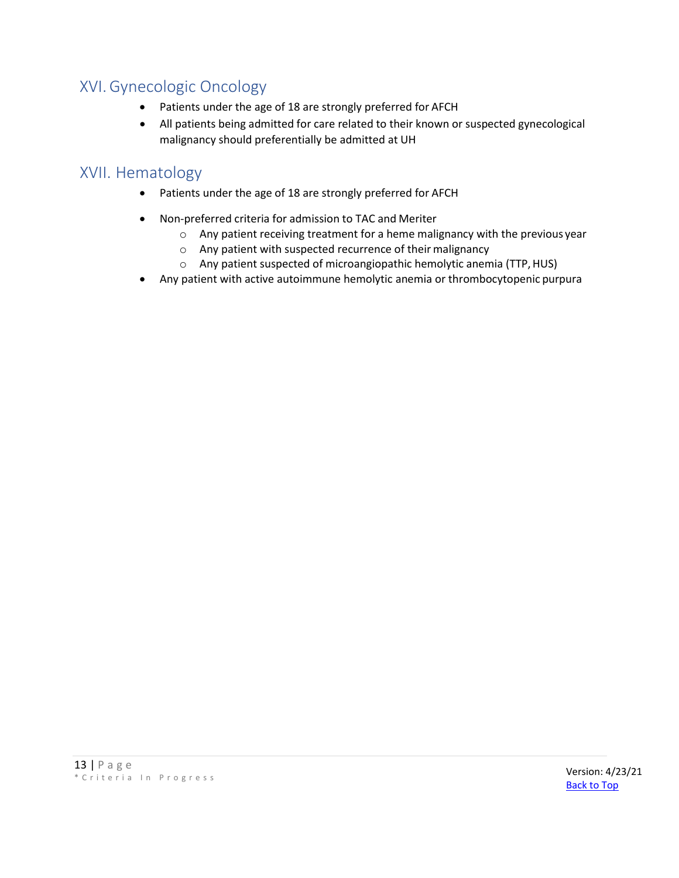## XVI. Gynecologic Oncology

- Patients under the age of 18 are strongly preferred for AFCH
- All patients being admitted for care related to their known or suspected gynecological malignancy should preferentially be admitted at UH

## XVII. Hematology

- Patients under the age of 18 are strongly preferred for AFCH
- Non-preferred criteria for admission to TAC and Meriter
  - Any patient receiving treatment for a heme malignancy with the previous year
  - Any patient with suspected recurrence of their malignancy
  - Any patient suspected of microangiopathic hemolytic anemia (TTP, HUS)
- Any patient with active autoimmune hemolytic anemia or thrombocytopenic purpura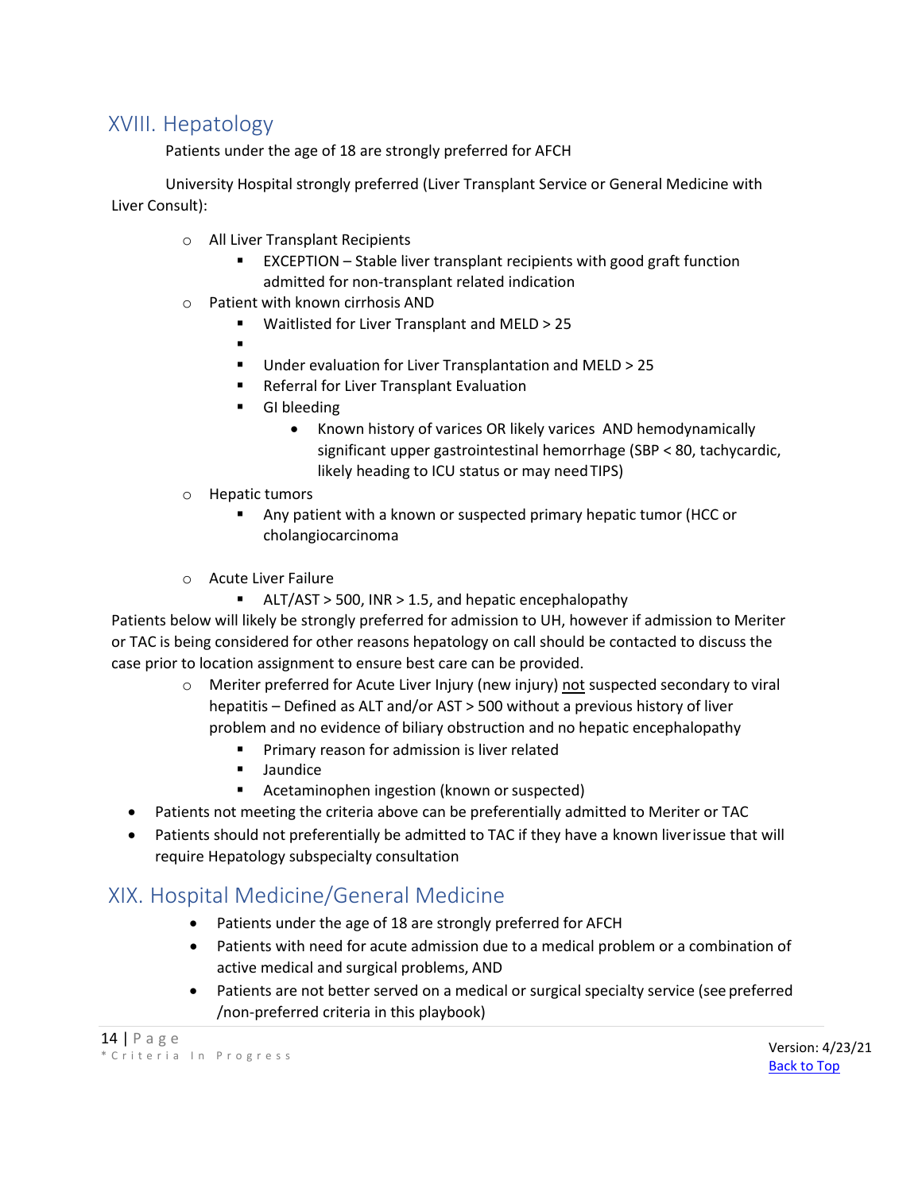## XVIII. Hepatology

Patients under the age of 18 are strongly preferred for AFCH

University Hospital strongly preferred (Liver Transplant Service or General Medicine with Liver Consult):

- All Liver Transplant Recipients
  - EXCEPTION – Stable liver transplant recipients with good graft function admitted for non-transplant related indication
- Patient with known cirrhosis AND
  - Waitlisted for Liver Transplant and MELD > 25
  - 
  - Under evaluation for Liver Transplantation and MELD > 25
  - Referral for Liver Transplant Evaluation
  - GI bleeding
    - Known history of varices OR likely varices AND hemodynamically significant upper gastrointestinal hemorrhage (SBP < 80, tachycardic, likely heading to ICU status or may need TIPS)
- Hepatic tumors
  - Any patient with a known or suspected primary hepatic tumor (HCC or cholangiocarcinoma
- Acute Liver Failure
  - ALT/AST > 500, INR > 1.5, and hepatic encephalopathy

Patients below will likely be strongly preferred for admission to UH, however if admission to Meriter or TAC is being considered for other reasons hepatology on call should be contacted to discuss the case prior to location assignment to ensure best care can be provided.

- Meriter preferred for Acute Liver Injury (new injury) <u>not</u> suspected secondary to viral hepatitis – Defined as ALT and/or AST > 500 without a previous history of liver problem and no evidence of biliary obstruction and no hepatic encephalopathy
  - Primary reason for admission is liver related
  - Jaundice
  - Acetaminophen ingestion (known or suspected)

- Patients not meeting the criteria above can be preferentially admitted to Meriter or TAC
- Patients should not preferentially be admitted to TAC if they have a known liver issue that will require Hepatology subspecialty consultation

## XIX. Hospital Medicine/General Medicine

- Patients under the age of 18 are strongly preferred for AFCH
- Patients with need for acute admission due to a medical problem or a combination of active medical and surgical problems, AND
- Patients are not better served on a medical or surgical specialty service (see preferred /non-preferred criteria in this playbook)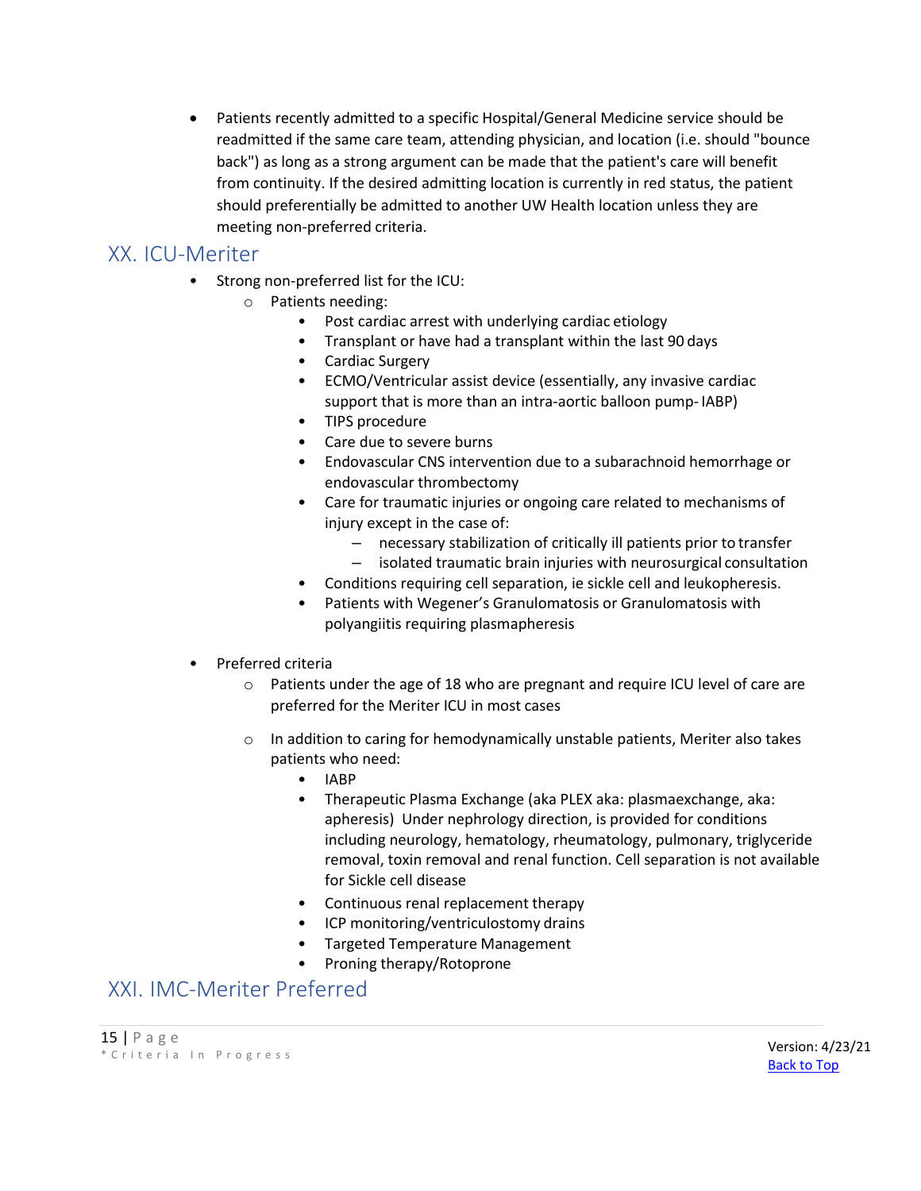- Patients recently admitted to a specific Hospital/General Medicine service should be readmitted if the same care team, attending physician, and location (i.e. should "bounce back") as long as a strong argument can be made that the patient's care will benefit from continuity. If the desired admitting location is currently in red status, the patient should preferentially be admitted to another UW Health location unless they are meeting non-preferred criteria.

## XX. ICU-Meriter

- Strong non-preferred list for the ICU:
  - Patients needing:
    - Post cardiac arrest with underlying cardiac etiology
    - Transplant or have had a transplant within the last 90 days
    - Cardiac Surgery
    - ECMO/Ventricular assist device (essentially, any invasive cardiac support that is more than an intra-aortic balloon pump- IABP)
    - TIPS procedure
    - Care due to severe burns
    - Endovascular CNS intervention due to a subarachnoid hemorrhage or endovascular thrombectomy
    - Care for traumatic injuries or ongoing care related to mechanisms of injury except in the case of:
      - necessary stabilization of critically ill patients prior to transfer
      - isolated traumatic brain injuries with neurosurgical consultation
    - Conditions requiring cell separation, ie sickle cell and leukopheresis.
    - Patients with Wegener's Granulomatosis or Granulomatosis with polyangiitis requiring plasmapheresis

- Preferred criteria
  - Patients under the age of 18 who are pregnant and require ICU level of care are preferred for the Meriter ICU in most cases
  - In addition to caring for hemodynamically unstable patients, Meriter also takes patients who need:
    - IABP
    - Therapeutic Plasma Exchange (aka PLEX aka: plasmaexchange, aka: apheresis) Under nephrology direction, is provided for conditions including neurology, hematology, rheumatology, pulmonary, triglyceride removal, toxin removal and renal function. Cell separation is not available for Sickle cell disease
    - Continuous renal replacement therapy
    - ICP monitoring/ventriculostomy drains
    - Targeted Temperature Management
    - Proning therapy/Rotoprone

## XXI. IMC-Meriter Preferred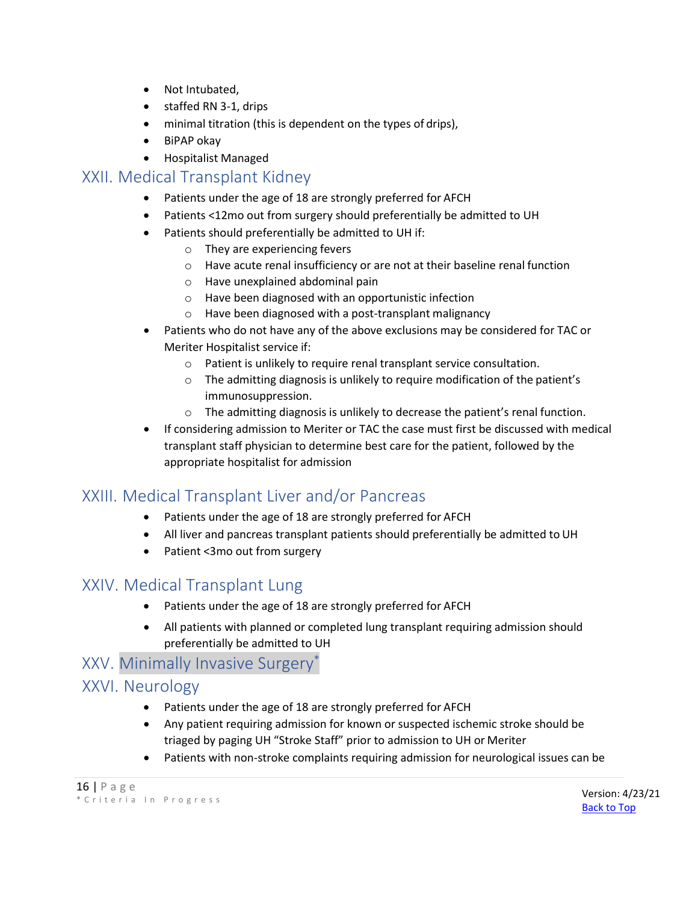- Not Intubated,
- staffed RN 3-1, drips
- minimal titration (this is dependent on the types of drips),
- BiPAP okay
- Hospitalist Managed

## XXII. Medical Transplant Kidney

- Patients under the age of 18 are strongly preferred for AFCH
- Patients <12mo out from surgery should preferentially be admitted to UH
- Patients should preferentially be admitted to UH if:
  - They are experiencing fevers
  - Have acute renal insufficiency or are not at their baseline renal function
  - Have unexplained abdominal pain
  - Have been diagnosed with an opportunistic infection
  - Have been diagnosed with a post-transplant malignancy
- Patients who do not have any of the above exclusions may be considered for TAC or Meriter Hospitalist service if:
  - Patient is unlikely to require renal transplant service consultation.
  - The admitting diagnosis is unlikely to require modification of the patient's immunosuppression.
  - The admitting diagnosis is unlikely to decrease the patient's renal function.
- If considering admission to Meriter or TAC the case must first be discussed with medical transplant staff physician to determine best care for the patient, followed by the appropriate hospitalist for admission

## XXIII. Medical Transplant Liver and/or Pancreas

- Patients under the age of 18 are strongly preferred for AFCH
- All liver and pancreas transplant patients should preferentially be admitted to UH
- Patient <3mo out from surgery

## XXIV. Medical Transplant Lung

- Patients under the age of 18 are strongly preferred for AFCH
- All patients with planned or completed lung transplant requiring admission should preferentially be admitted to UH

## XXV. Minimally Invasive Surgery*

## XXVI. Neurology

- Patients under the age of 18 are strongly preferred for AFCH
- Any patient requiring admission for known or suspected ischemic stroke should be triaged by paging UH "Stroke Staff" prior to admission to UH or Meriter
- Patients with non-stroke complaints requiring admission for neurological issues can be

*Criteria In Progress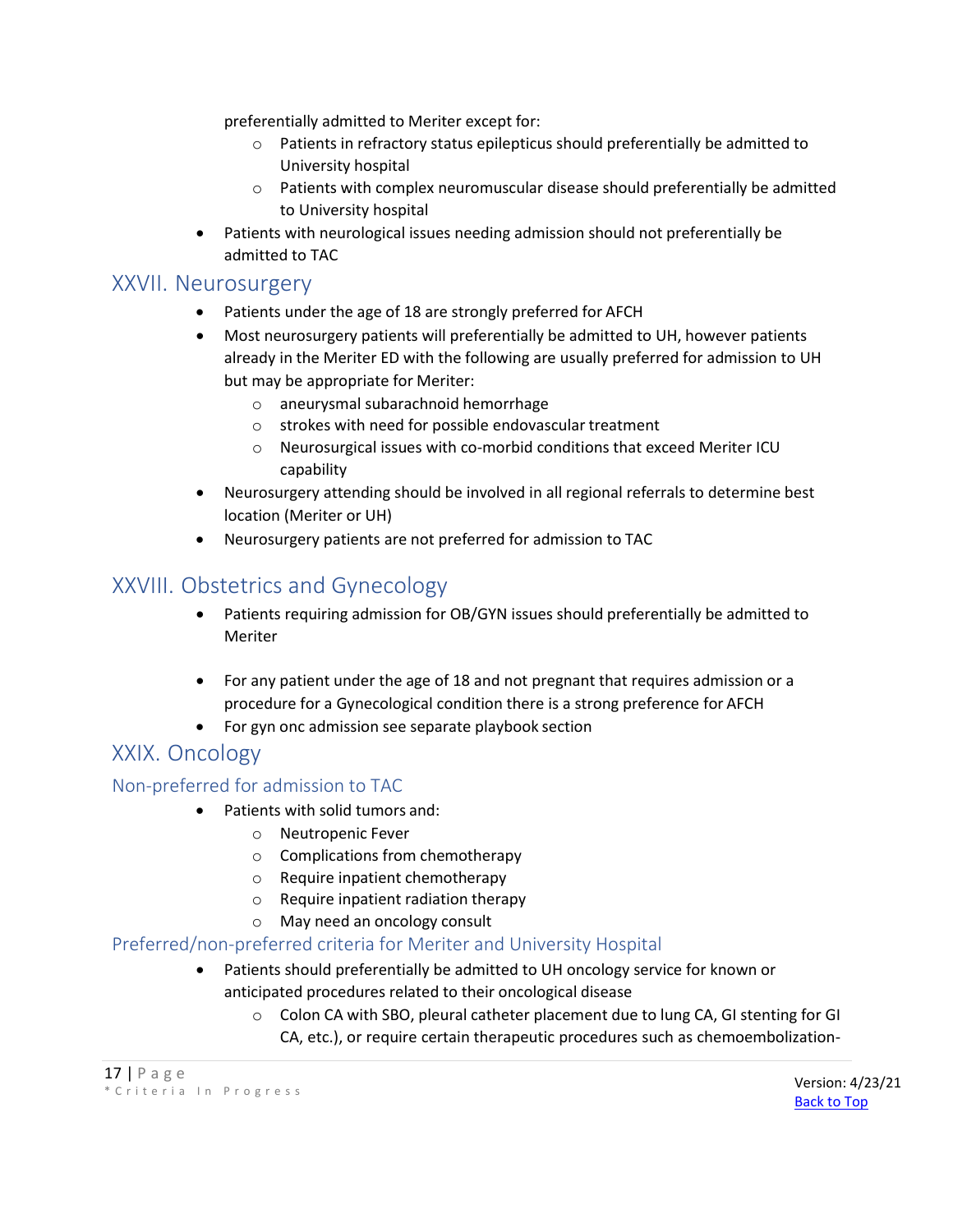preferentially admitted to Meriter except for:

- Patients in refractory status epilepticus should preferentially be admitted to University hospital
- Patients with complex neuromuscular disease should preferentially be admitted to University hospital

- Patients with neurological issues needing admission should not preferentially be admitted to TAC

## XXVII. Neurosurgery

- Patients under the age of 18 are strongly preferred for AFCH
- Most neurosurgery patients will preferentially be admitted to UH, however patients already in the Meriter ED with the following are usually preferred for admission to UH but may be appropriate for Meriter:
  - aneurysmal subarachnoid hemorrhage
  - strokes with need for possible endovascular treatment
  - Neurosurgical issues with co-morbid conditions that exceed Meriter ICU capability
- Neurosurgery attending should be involved in all regional referrals to determine best location (Meriter or UH)
- Neurosurgery patients are not preferred for admission to TAC

## XXVIII. Obstetrics and Gynecology

- Patients requiring admission for OB/GYN issues should preferentially be admitted to Meriter

- For any patient under the age of 18 and not pregnant that requires admission or a procedure for a Gynecological condition there is a strong preference for AFCH
- For gyn onc admission see separate playbook section

## XXIX. Oncology

### Non-preferred for admission to TAC

- Patients with solid tumors and:
  - Neutropenic Fever
  - Complications from chemotherapy
  - Require inpatient chemotherapy
  - Require inpatient radiation therapy
  - May need an oncology consult

### Preferred/non-preferred criteria for Meriter and University Hospital

- Patients should preferentially be admitted to UH oncology service for known or anticipated procedures related to their oncological disease
  - Colon CA with SBO, pleural catheter placement due to lung CA, GI stenting for GI CA, etc.), or require certain therapeutic procedures such as chemoembolization-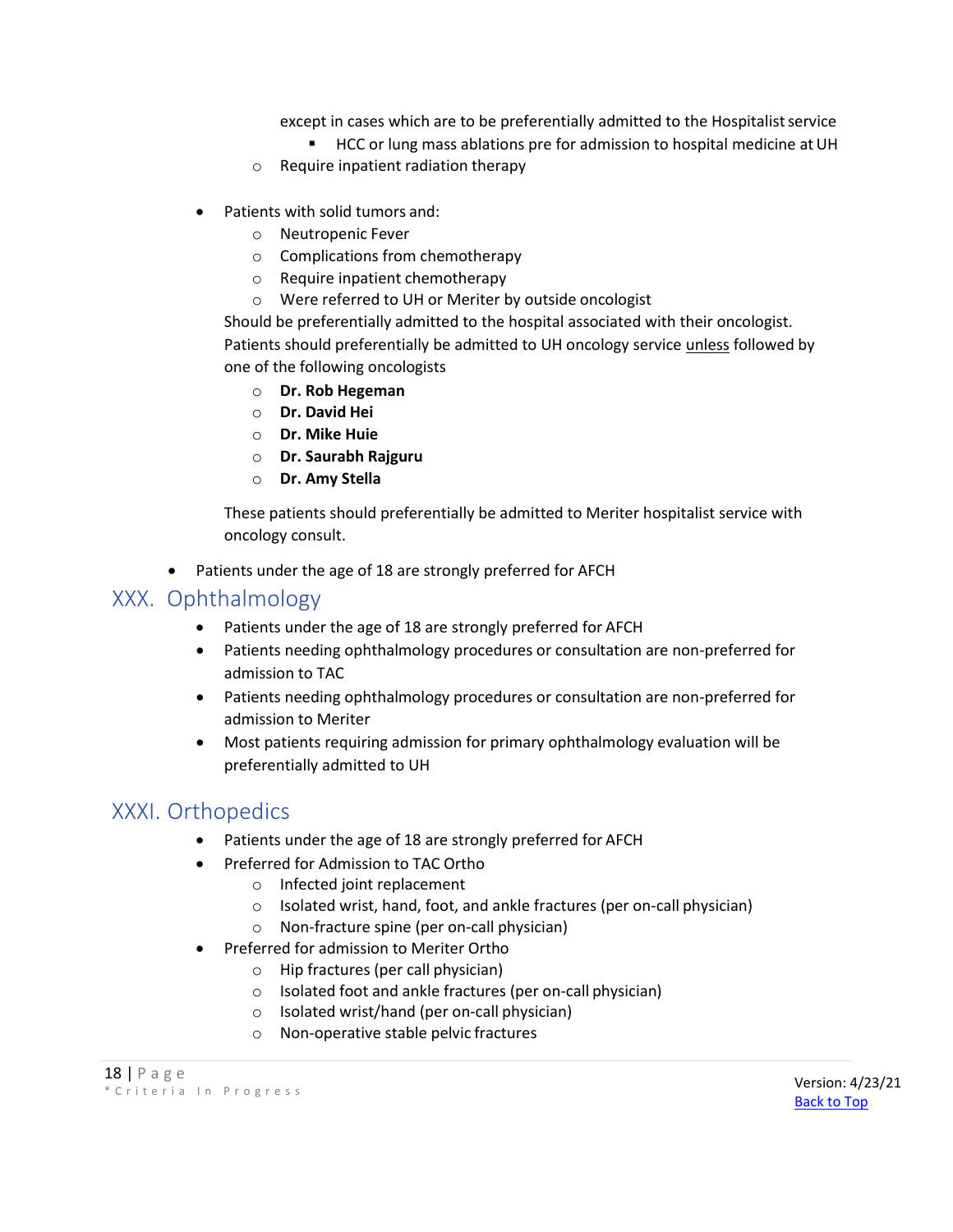except in cases which are to be preferentially admitted to the Hospitalist service
    - HCC or lung mass ablations pre for admission to hospital medicine at UH
  - Require inpatient radiation therapy

- Patients with solid tumors and:
  - Neutropenic Fever
  - Complications from chemotherapy
  - Require inpatient chemotherapy
  - Were referred to UH or Meriter by outside oncologist

  Should be preferentially admitted to the hospital associated with their oncologist. Patients should preferentially be admitted to UH oncology service unless followed by one of the following oncologists
  - **Dr. Rob Hegeman**
  - **Dr. David Hei**
  - **Dr. Mike Huie**
  - **Dr. Saurabh Rajguru**
  - **Dr. Amy Stella**

  These patients should preferentially be admitted to Meriter hospitalist service with oncology consult.

- Patients under the age of 18 are strongly preferred for AFCH

## XXX. Ophthalmology

- Patients under the age of 18 are strongly preferred for AFCH
- Patients needing ophthalmology procedures or consultation are non-preferred for admission to TAC
- Patients needing ophthalmology procedures or consultation are non-preferred for admission to Meriter
- Most patients requiring admission for primary ophthalmology evaluation will be preferentially admitted to UH

## XXXI. Orthopedics

- Patients under the age of 18 are strongly preferred for AFCH
- Preferred for Admission to TAC Ortho
  - Infected joint replacement
  - Isolated wrist, hand, foot, and ankle fractures (per on-call physician)
  - Non-fracture spine (per on-call physician)
- Preferred for admission to Meriter Ortho
  - Hip fractures (per call physician)
  - Isolated foot and ankle fractures (per on-call physician)
  - Isolated wrist/hand (per on-call physician)
  - Non-operative stable pelvic fractures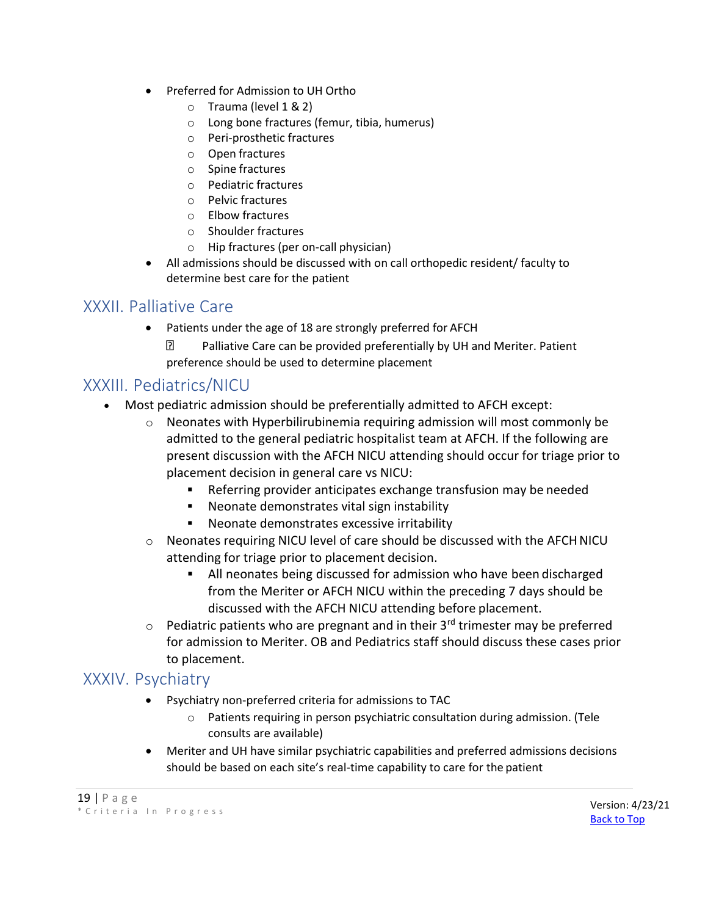- Preferred for Admission to UH Ortho
    - Trauma (level 1 & 2)
    - Long bone fractures (femur, tibia, humerus)
    - Peri-prosthetic fractures
    - Open fractures
    - Spine fractures
    - Pediatric fractures
    - Pelvic Fractures
    - Elbow fractures
    - Shoulder fractures
    - Hip fractures (per on-call physician)
- All admissions should be discussed with on call orthopedic resident/ faculty to determine best care for the patient

## XXXII. Palliative Care

- Patients under the age of 18 are strongly preferred for AFCH
    - Palliative Care can be provided preferentially by UH and Meriter. Patient preference should be used to determine placement

## XXXIII. Pediatrics/NICU

- Most pediatric admission should be preferentially admitted to AFCH except:
    - Neonates with Hyperbilirubinemia requiring admission will most commonly be admitted to the general pediatric hospitalist team at AFCH. If the following are present discussion with the AFCH NICU attending should occur for triage prior to placement decision in general care vs NICU:
        - Referring provider anticipates exchange transfusion may be needed
        - Neonate demonstrates vital sign instability
        - Neonate demonstrates excessive irritability
    - Neonates requiring NICU level of care should be discussed with the AFCH NICU attending for triage prior to placement decision.
        - All neonates being discussed for admission who have been discharged from the Meriter or AFCH NICU within the preceding 7 days should be discussed with the AFCH NICU attending before placement.
    - Pediatric patients who are pregnant and in their 3rd trimester may be preferred for admission to Meriter. OB and Pediatrics staff should discuss these cases prior to placement.

## XXXIV. Psychiatry

- Psychiatry non-preferred criteria for admissions to TAC
    - Patients requiring in person psychiatric consultation during admission. (Tele consults are available)
- Meriter and UH have similar psychiatric capabilities and preferred admissions decisions should be based on each site's real-time capability to care for the patient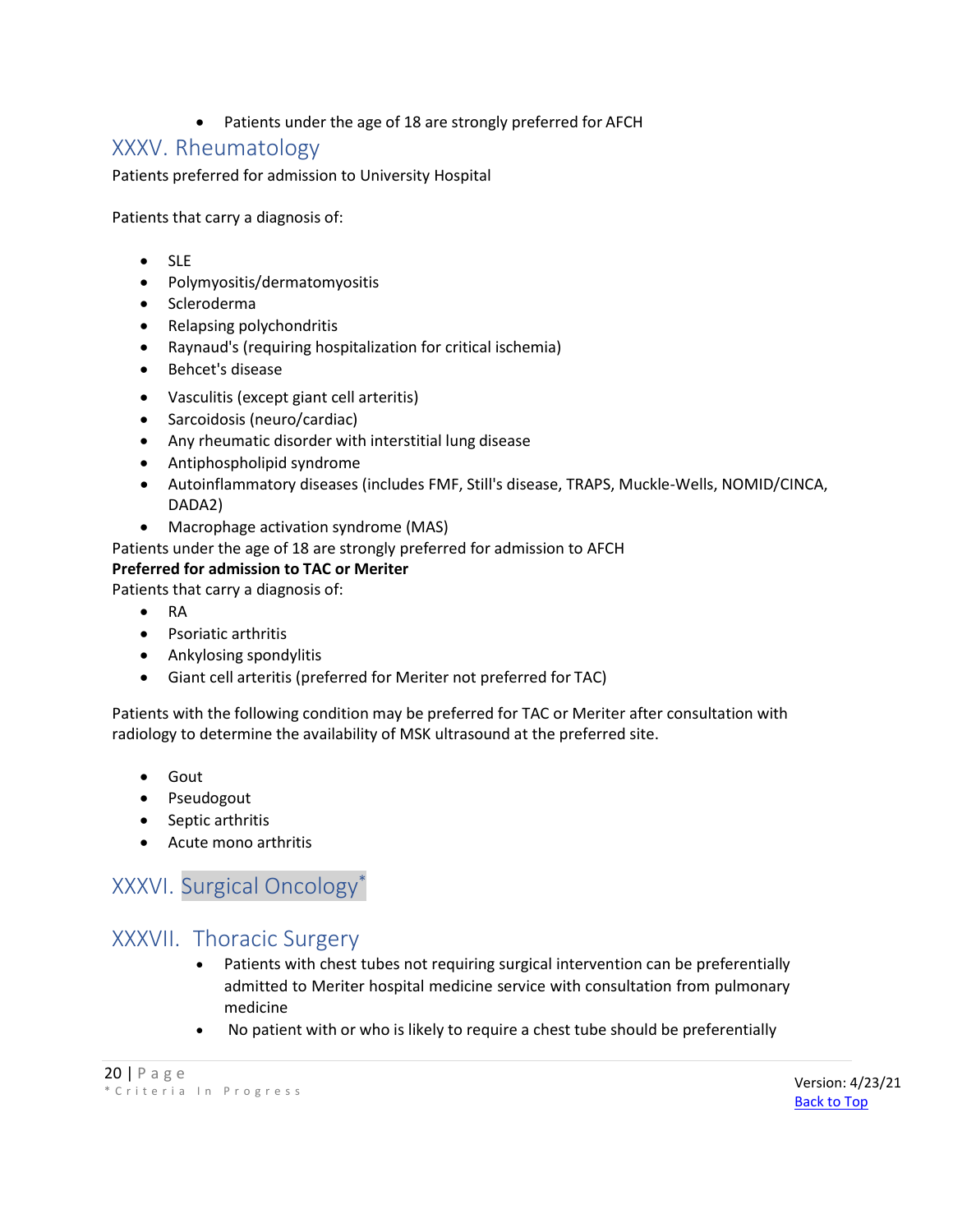- Patients under the age of 18 are strongly preferred for AFCH

## XXXV. Rheumatology

Patients preferred for admission to University Hospital

Patients that carry a diagnosis of:

- SLE
- Polymyositis/dermatomyositis
- Scleroderma
- Relapsing polychondritis
- Raynaud's (requiring hospitalization for critical ischemia)
- Behcet's disease
- Vasculitis (except giant cell arteritis)
- Sarcoidosis (neuro/cardiac)
- Any rheumatic disorder with interstitial lung disease
- Antiphospholipid syndrome
- Autoinflammatory diseases (includes FMF, Still's disease, TRAPS, Muckle-Wells, NOMID/CINCA, DADA2)
- Macrophage activation syndrome (MAS)

Patients under the age of 18 are strongly preferred for admission to AFCH

**Preferred for admission to TAC or Meriter**

Patients that carry a diagnosis of:

- RA
- Psoriatic arthritis
- Ankylosing spondylitis
- Giant cell arteritis (preferred for Meriter not preferred for TAC)

Patients with the following condition may be preferred for TAC or Meriter after consultation with radiology to determine the availability of MSK ultrasound at the preferred site.

- Gout
- Pseudogout
- Septic arthritis
- Acute mono arthritis

## XXXVI. Surgical Oncology*

## XXXVII. Thoracic Surgery

- Patients with chest tubes not requiring surgical intervention can be preferentially admitted to Meriter hospital medicine service with consultation from pulmonary medicine
- No patient with or who is likely to require a chest tube should be preferentially

\* Criteria In Progress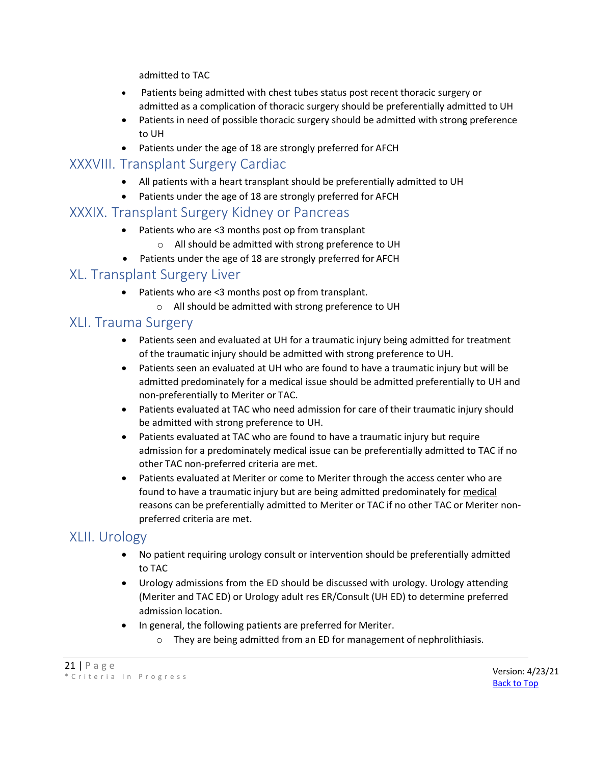admitted to TAC

- Patients being admitted with chest tubes status post recent thoracic surgery or admitted as a complication of thoracic surgery should be preferentially admitted to UH
- Patients in need of possible thoracic surgery should be admitted with strong preference to UH
- Patients under the age of 18 are strongly preferred for AFCH

## XXXVIII. Transplant Surgery Cardiac

- All patients with a heart transplant should be preferentially admitted to UH
- Patients under the age of 18 are strongly preferred for AFCH

## XXXIX. Transplant Surgery Kidney or Pancreas

- Patients who are <3 months post op from transplant
    - All should be admitted with strong preference to UH
- Patients under the age of 18 are strongly preferred for AFCH

## XL. Transplant Surgery Liver

- Patients who are <3 months post op from transplant.
    - All should be admitted with strong preference to UH

## XLI. Trauma Surgery

- Patients seen and evaluated at UH for a traumatic injury being admitted for treatment of the traumatic injury should be admitted with strong preference to UH.
- Patients seen an evaluated at UH who are found to have a traumatic injury but will be admitted predominately for a medical issue should be admitted preferentially to UH and non-preferentially to Meriter or TAC.
- Patients evaluated at TAC who need admission for care of their traumatic injury should be admitted with strong preference to UH.
- Patients evaluated at TAC who are found to have a traumatic injury but require admission for a predominately medical issue can be preferentially admitted to TAC if no other TAC non-preferred criteria are met.
- Patients evaluated at Meriter or come to Meriter through the access center who are found to have a traumatic injury but are being admitted predominately for <u>medical</u> reasons can be preferentially admitted to Meriter or TAC if no other TAC or Meriter non-preferred criteria are met.

## XLII. Urology

- No patient requiring urology consult or intervention should be preferentially admitted to TAC
- Urology admissions from the ED should be discussed with urology. Urology attending (Meriter and TAC ED) or Urology adult res ER/Consult (UH ED) to determine preferred admission location.
- In general, the following patients are preferred for Meriter.
    - They are being admitted from an ED for management of nephrolithiasis.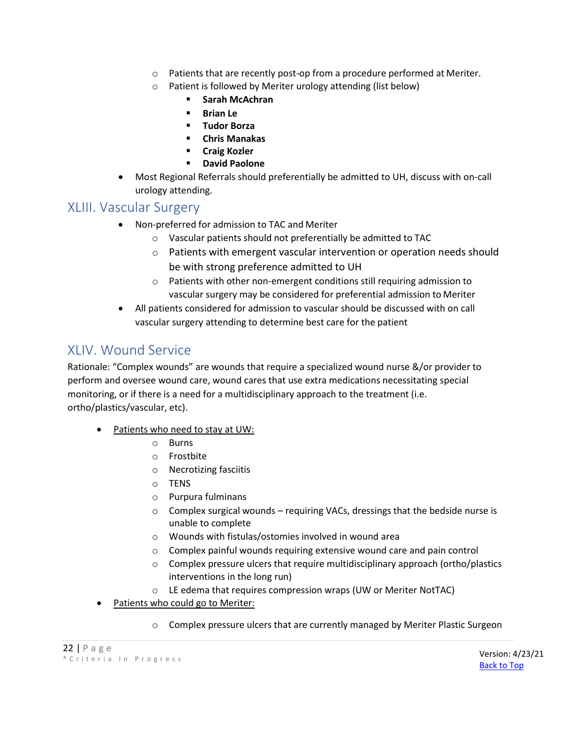- Patients that are recently post-op from a procedure performed at Meriter.
  - Patient is followed by Meriter urology attending (list below)
    - **Sarah McAchran**
    - **Brian Le**
    - **Tudor Borza**
    - **Chris Manakas**
    - **Craig Kozler**
    - **David Paolone**
- Most Regional Referrals should preferentially be admitted to UH, discuss with on-call urology attending.

## XLIII. Vascular Surgery

- Non-preferred for admission to TAC and Meriter
  - Vascular patients should not preferentially be admitted to TAC
  - Patients with emergent vascular intervention or operation needs should be with strong preference admitted to UH
  - Patients with other non-emergent conditions still requiring admission to vascular surgery may be considered for preferential admission to Meriter
- All patients considered for admission to vascular should be discussed with on call vascular surgery attending to determine best care for the patient

## XLIV. Wound Service

Rationale: "Complex wounds" are wounds that require a specialized wound nurse &/or provider to perform and oversee wound care, wound cares that use extra medications necessitating special monitoring, or if there is a need for a multidisciplinary approach to the treatment (i.e. ortho/plastics/vascular, etc).

- <u>Patients who need to stay at UW:</u>
  - Burns
  - Frostbite
  - Necrotizing fasciitis
  - TENS
  - Purpura fulminans
  - Complex surgical wounds – requiring VACs, dressings that the bedside nurse is unable to complete
  - Wounds with fistulas/ostomies involved in wound area
  - Complex painful wounds requiring extensive wound care and pain control
  - Complex pressure ulcers that require multidisciplinary approach (ortho/plastics interventions in the long run)
  - LE edema that requires compression wraps (UW or Meriter NotTAC)
- <u>Patients who could go to Meriter:</u>
  - Complex pressure ulcers that are currently managed by Meriter Plastic Surgeon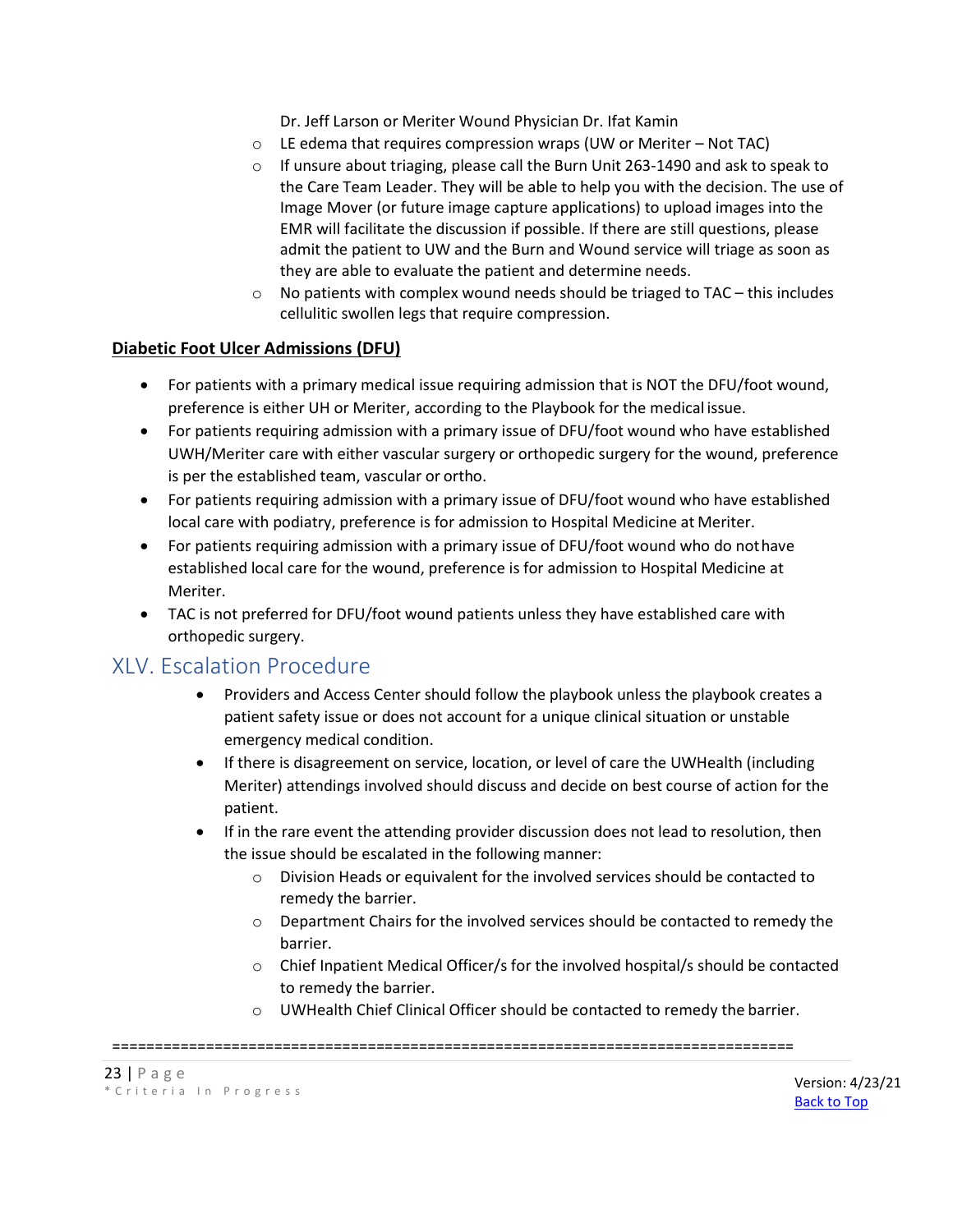Dr. Jeff Larson or Meriter Wound Physician Dr. Ifat Kamin
    - LE edema that requires compression wraps (UW or Meriter – Not TAC)
    - If unsure about triaging, please call the Burn Unit 263-1490 and ask to speak to the Care Team Leader. They will be able to help you with the decision. The use of Image Mover (or future image capture applications) to upload images into the EMR will facilitate the discussion if possible. If there are still questions, please admit the patient to UW and the Burn and Wound service will triage as soon as they are able to evaluate the patient and determine needs.
    - No patients with complex wound needs should be triaged to TAC – this includes cellulitic swollen legs that require compression.

**Diabetic Foot Ulcer Admissions (DFU)**

- For patients with a primary medical issue requiring admission that is NOT the DFU/foot wound, preference is either UH or Meriter, according to the Playbook for the medical issue.
- For patients requiring admission with a primary issue of DFU/foot wound who have established UWH/Meriter care with either vascular surgery or orthopedic surgery for the wound, preference is per the established team, vascular or ortho.
- For patients requiring admission with a primary issue of DFU/foot wound who have established local care with podiatry, preference is for admission to Hospital Medicine at Meriter.
- For patients requiring admission with a primary issue of DFU/foot wound who do not have established local care for the wound, preference is for admission to Hospital Medicine at Meriter.
- TAC is not preferred for DFU/foot wound patients unless they have established care with orthopedic surgery.

## XLV. Escalation Procedure

- Providers and Access Center should follow the playbook unless the playbook creates a patient safety issue or does not account for a unique clinical situation or unstable emergency medical condition.
- If there is disagreement on service, location, or level of care the UWHealth (including Meriter) attendings involved should discuss and decide on best course of action for the patient.
- If in the rare event the attending provider discussion does not lead to resolution, then the issue should be escalated in the following manner:
    - Division Heads or equivalent for the involved services should be contacted to remedy the barrier.
    - Department Chairs for the involved services should be contacted to remedy the barrier.
    - Chief Inpatient Medical Officer/s for the involved hospital/s should be contacted to remedy the barrier.
    - UWHealth Chief Clinical Officer should be contacted to remedy the barrier.

==============================================================================